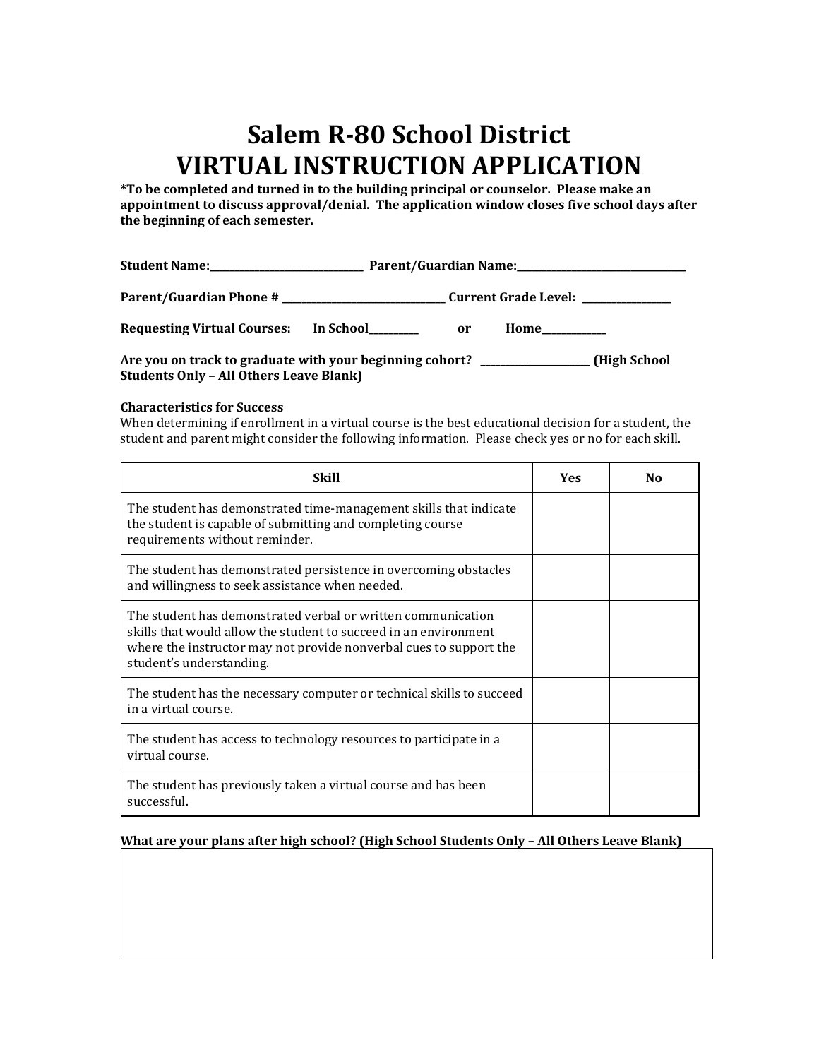# Salem R-80 School District
# VIRTUAL INSTRUCTION APPLICATION

**\*To be completed and turned in to the building principal or counselor. Please make an appointment to discuss approval/denial. The application window closes five school days after the beginning of each semester.**

**Student Name:_______________________________ Parent/Guardian Name:__________________________________**

**Parent/Guardian Phone # _________________________________ Current Grade Level: __________________**

**Requesting Virtual Courses: In School__________ or Home_____________**

**Are you on track to graduate with your beginning cohort? ______________________ (High School Students Only – All Others Leave Blank)**

**Characteristics for Success**

When determining if enrollment in a virtual course is the best educational decision for a student, the student and parent might consider the following information. Please check yes or no for each skill.

| Skill | Yes | No |
|---|---|---|
| The student has demonstrated time-management skills that indicate the student is capable of submitting and completing course requirements without reminder. | | |
| The student has demonstrated persistence in overcoming obstacles and willingness to seek assistance when needed. | | |
| The student has demonstrated verbal or written communication skills that would allow the student to succeed in an environment where the instructor may not provide nonverbal cues to support the student's understanding. | | |
| The student has the necessary computer or technical skills to succeed in a virtual course. | | |
| The student has access to technology resources to participate in a virtual course. | | |
| The student has previously taken a virtual course and has been successful. | | |

**What are your plans after high school? (High School Students Only – All Others Leave Blank)**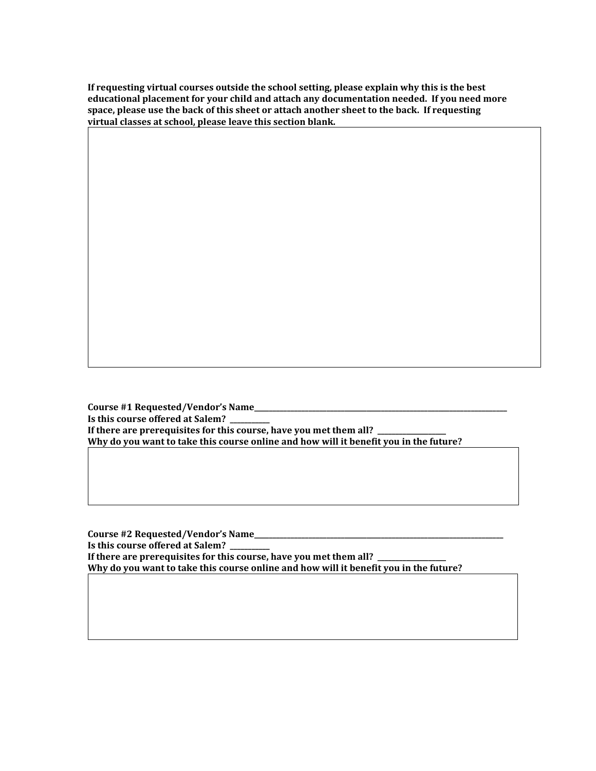**If requesting virtual courses outside the school setting, please explain why this is the best educational placement for your child and attach any documentation needed. If you need more space, please use the back of this sheet or attach another sheet to the back. If requesting virtual classes at school, please leave this section blank.**

**Course #1 Requested/Vendor's Name**\_\_\_\_\_\_\_\_\_\_\_\_\_\_\_\_\_\_\_\_\_\_\_\_\_\_\_\_\_\_\_\_\_\_\_\_\_\_\_\_

**Is this course offered at Salem?** \_\_\_\_\_\_\_\_\_\_

**If there are prerequisites for this course, have you met them all?** \_\_\_\_\_\_\_\_\_\_\_\_\_\_

**Why do you want to take this course online and how will it benefit you in the future?**

**Course #2 Requested/Vendor's Name**\_\_\_\_\_\_\_\_\_\_\_\_\_\_\_\_\_\_\_\_\_\_\_\_\_\_\_\_\_\_\_\_\_\_\_\_\_\_\_\_

**Is this course offered at Salem?** \_\_\_\_\_\_\_\_\_\_

**If there are prerequisites for this course, have you met them all?** \_\_\_\_\_\_\_\_\_\_\_\_\_\_

**Why do you want to take this course online and how will it benefit you in the future?**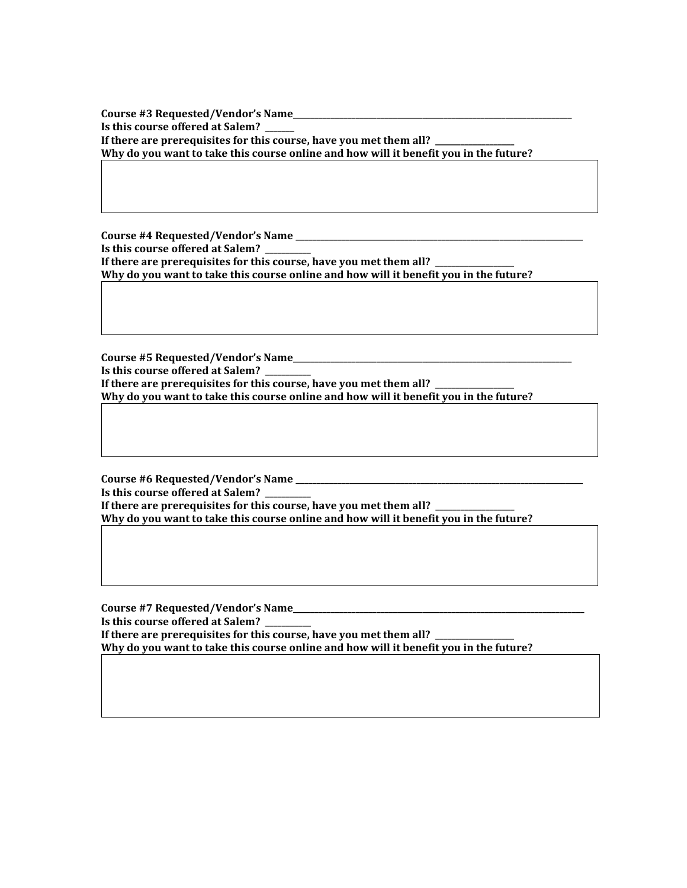**Course #3 Requested/Vendor's Name**\_\_\_\_\_\_\_\_\_\_\_\_\_\_\_\_\_\_\_\_\_\_\_\_\_\_\_\_\_\_\_\_\_\_\_\_\_\_\_\_\_\_\_\_\_\_\_\_\_\_\_\_\_\_\_\_\_\_\_\_\_\_\_\_\_\_\_\_
**Is this course offered at Salem?** \_\_\_\_\_\_\_
**If there are prerequisites for this course, have you met them all?** \_\_\_\_\_\_\_\_\_\_\_\_\_\_\_\_\_\_
**Why do you want to take this course online and how will it benefit you in the future?**

| |
|---|
| |

**Course #4 Requested/Vendor's Name** \_\_\_\_\_\_\_\_\_\_\_\_\_\_\_\_\_\_\_\_\_\_\_\_\_\_\_\_\_\_\_\_\_\_\_\_\_\_\_\_\_\_\_\_\_\_\_\_\_\_\_\_\_\_\_\_\_\_\_\_\_\_\_\_\_\_\_\_
**Is this course offered at Salem?** \_\_\_\_\_\_\_\_\_\_\_
**If there are prerequisites for this course, have you met them all?** \_\_\_\_\_\_\_\_\_\_\_\_\_\_\_\_\_\_
**Why do you want to take this course online and how will it benefit you in the future?**

| |
|---|
| |

**Course #5 Requested/Vendor's Name**\_\_\_\_\_\_\_\_\_\_\_\_\_\_\_\_\_\_\_\_\_\_\_\_\_\_\_\_\_\_\_\_\_\_\_\_\_\_\_\_\_\_\_\_\_\_\_\_\_\_\_\_\_\_\_\_\_\_\_\_\_\_\_\_\_\_\_\_
**Is this course offered at Salem?** \_\_\_\_\_\_\_\_\_\_\_
**If there are prerequisites for this course, have you met them all?** \_\_\_\_\_\_\_\_\_\_\_\_\_\_\_\_\_\_
**Why do you want to take this course online and how will it benefit you in the future?**

| |
|---|
| |

**Course #6 Requested/Vendor's Name** \_\_\_\_\_\_\_\_\_\_\_\_\_\_\_\_\_\_\_\_\_\_\_\_\_\_\_\_\_\_\_\_\_\_\_\_\_\_\_\_\_\_\_\_\_\_\_\_\_\_\_\_\_\_\_\_\_\_\_\_\_\_\_\_\_\_\_\_
**Is this course offered at Salem?** \_\_\_\_\_\_\_\_\_\_\_
**If there are prerequisites for this course, have you met them all?** \_\_\_\_\_\_\_\_\_\_\_\_\_\_\_\_\_\_
**Why do you want to take this course online and how will it benefit you in the future?**

| |
|---|
| |

**Course #7 Requested/Vendor's Name**\_\_\_\_\_\_\_\_\_\_\_\_\_\_\_\_\_\_\_\_\_\_\_\_\_\_\_\_\_\_\_\_\_\_\_\_\_\_\_\_\_\_\_\_\_\_\_\_\_\_\_\_\_\_\_\_\_\_\_\_\_\_\_\_\_\_\_\_
**Is this course offered at Salem?** \_\_\_\_\_\_\_\_\_\_\_
**If there are prerequisites for this course, have you met them all?** \_\_\_\_\_\_\_\_\_\_\_\_\_\_\_\_\_\_
**Why do you want to take this course online and how will it benefit you in the future?**

| |
|---|
| |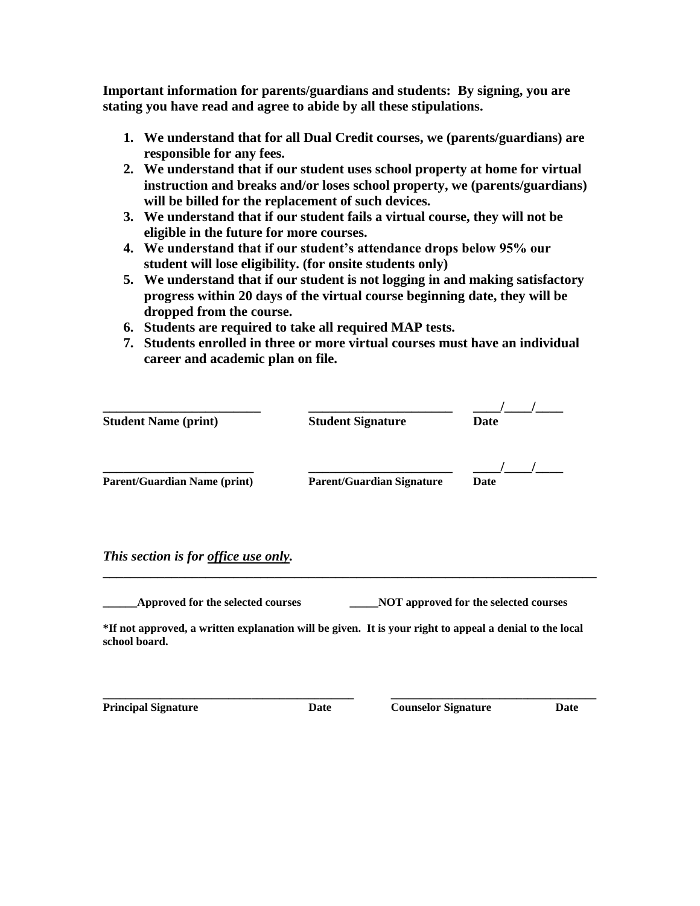**Important information for parents/guardians and students: By signing, you are stating you have read and agree to abide by all these stipulations.**

1. **We understand that for all Dual Credit courses, we (parents/guardians) are responsible for any fees.**
2. **We understand that if our student uses school property at home for virtual instruction and breaks and/or loses school property, we (parents/guardians) will be billed for the replacement of such devices.**
3. **We understand that if our student fails a virtual course, they will not be eligible in the future for more courses.**
4. **We understand that if our student's attendance drops below 95% our student will lose eligibility. (for onsite students only)**
5. **We understand that if our student is not logging in and making satisfactory progress within 20 days of the virtual course beginning date, they will be dropped from the course.**
6. **Students are required to take all required MAP tests.**
7. **Students enrolled in three or more virtual courses must have an individual career and academic plan on file.**

________________________ ______________________ ____/____/____
**Student Name (print)** **Student Signature** **Date**

________________________ ______________________ ____/____/____
**Parent/Guardian Name (print)** **Parent/Guardian Signature** **Date**

***This section is for office use only.***

______________________________________________________________________________

**______Approved for the selected courses** **_____NOT approved for the selected courses**

**\*If not approved, a written explanation will be given. It is your right to appeal a denial to the local school board.**

_________________________________________ _________________________________

**Principal Signature** **Date** **Counselor Signature** **Date**